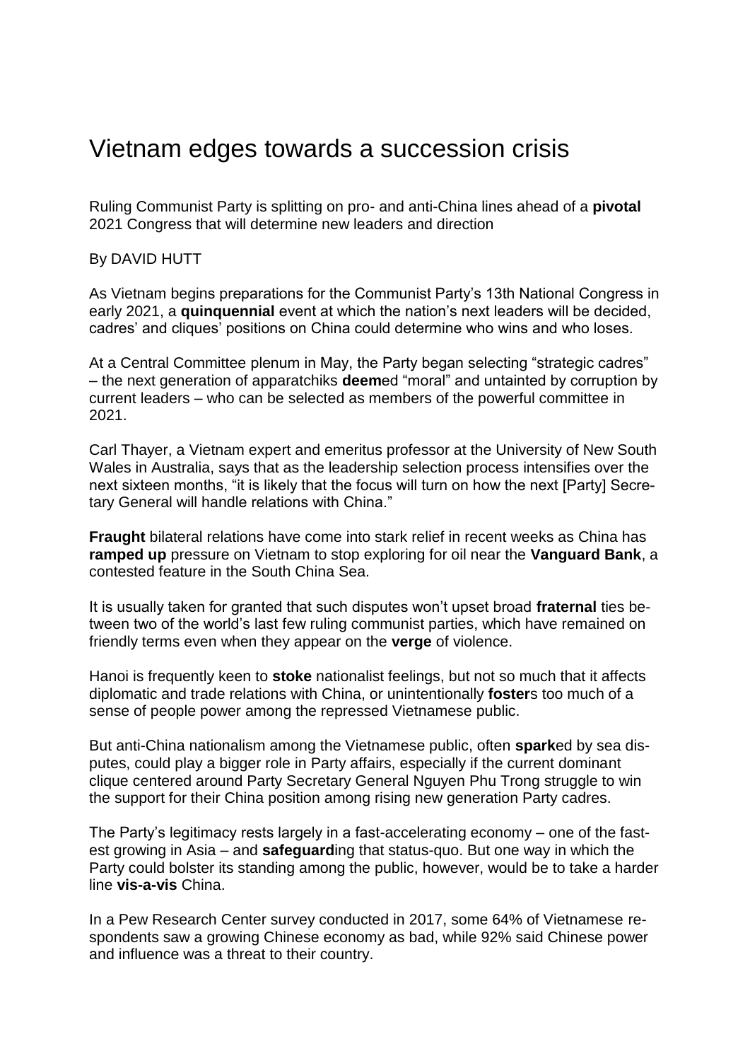# Vietnam edges towards a succession crisis

Ruling Communist Party is splitting on pro- and anti-China lines ahead of a **pivotal** 2021 Congress that will determine new leaders and direction

By DAVID HUTT

As Vietnam begins preparations for the Communist Party's 13th National Congress in early 2021, a **quinquennial** event at which the nation's next leaders will be decided, cadres' and cliques' positions on China could determine who wins and who loses.

At a Central Committee plenum in May, the Party began selecting "strategic cadres" – the next generation of apparatchiks **deem**ed "moral" and untainted by corruption by current leaders – who can be selected as members of the powerful committee in 2021.

Carl Thayer, a Vietnam expert and emeritus professor at the University of New South Wales in Australia, says that as the leadership selection process intensifies over the next sixteen months, "it is likely that the focus will turn on how the next [Party] Secretary General will handle relations with China."

**Fraught** bilateral relations have come into stark relief in recent weeks as China has **ramped up** pressure on Vietnam to stop exploring for oil near the **Vanguard Bank**, a contested feature in the South China Sea.

It is usually taken for granted that such disputes won't upset broad **fraternal** ties between two of the world's last few ruling communist parties, which have remained on friendly terms even when they appear on the **verge** of violence.

Hanoi is frequently keen to **stoke** nationalist feelings, but not so much that it affects diplomatic and trade relations with China, or unintentionally **foster**s too much of a sense of people power among the repressed Vietnamese public.

But anti-China nationalism among the Vietnamese public, often **spark**ed by sea disputes, could play a bigger role in Party affairs, especially if the current dominant clique centered around Party Secretary General Nguyen Phu Trong struggle to win the support for their China position among rising new generation Party cadres.

The Party's legitimacy rests largely in a fast-accelerating economy – one of the fastest growing in Asia – and **safeguard**ing that status-quo. But one way in which the Party could bolster its standing among the public, however, would be to take a harder line **vis-a-vis** China.

In a Pew Research Center survey conducted in 2017, some 64% of Vietnamese respondents saw a growing Chinese economy as bad, while 92% said Chinese power and influence was a threat to their country.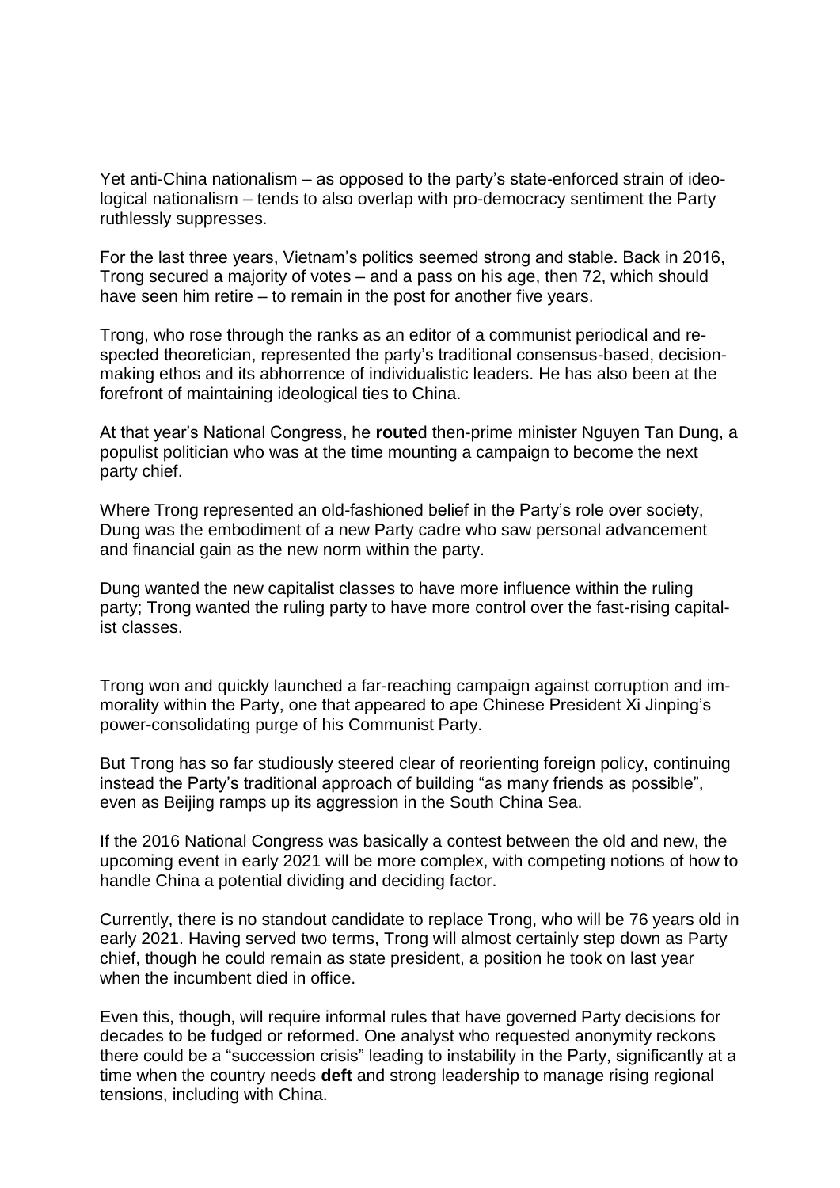Yet anti-China nationalism – as opposed to the party's state-enforced strain of ideological nationalism – tends to also overlap with pro-democracy sentiment the Party ruthlessly suppresses.

For the last three years, Vietnam's politics seemed strong and stable. Back in 2016, Trong secured a majority of votes – and a pass on his age, then 72, which should have seen him retire – to remain in the post for another five years.

Trong, who rose through the ranks as an editor of a communist periodical and respected theoretician, represented the party's traditional consensus-based, decision-making ethos and its abhorrence of individualistic leaders. He has also been at the forefront of maintaining ideological ties to China.

At that year's National Congress, he **route**d then-prime minister Nguyen Tan Dung, a populist politician who was at the time mounting a campaign to become the next party chief.

Where Trong represented an old-fashioned belief in the Party's role over society, Dung was the embodiment of a new Party cadre who saw personal advancement and financial gain as the new norm within the party.

Dung wanted the new capitalist classes to have more influence within the ruling party; Trong wanted the ruling party to have more control over the fast-rising capitalist classes.

Trong won and quickly launched a far-reaching campaign against corruption and immorality within the Party, one that appeared to ape Chinese President Xi Jinping's power-consolidating purge of his Communist Party.

But Trong has so far studiously steered clear of reorienting foreign policy, continuing instead the Party's traditional approach of building "as many friends as possible", even as Beijing ramps up its aggression in the South China Sea.

If the 2016 National Congress was basically a contest between the old and new, the upcoming event in early 2021 will be more complex, with competing notions of how to handle China a potential dividing and deciding factor.

Currently, there is no standout candidate to replace Trong, who will be 76 years old in early 2021. Having served two terms, Trong will almost certainly step down as Party chief, though he could remain as state president, a position he took on last year when the incumbent died in office.

Even this, though, will require informal rules that have governed Party decisions for decades to be fudged or reformed. One analyst who requested anonymity reckons there could be a "succession crisis" leading to instability in the Party, significantly at a time when the country needs **deft** and strong leadership to manage rising regional tensions, including with China.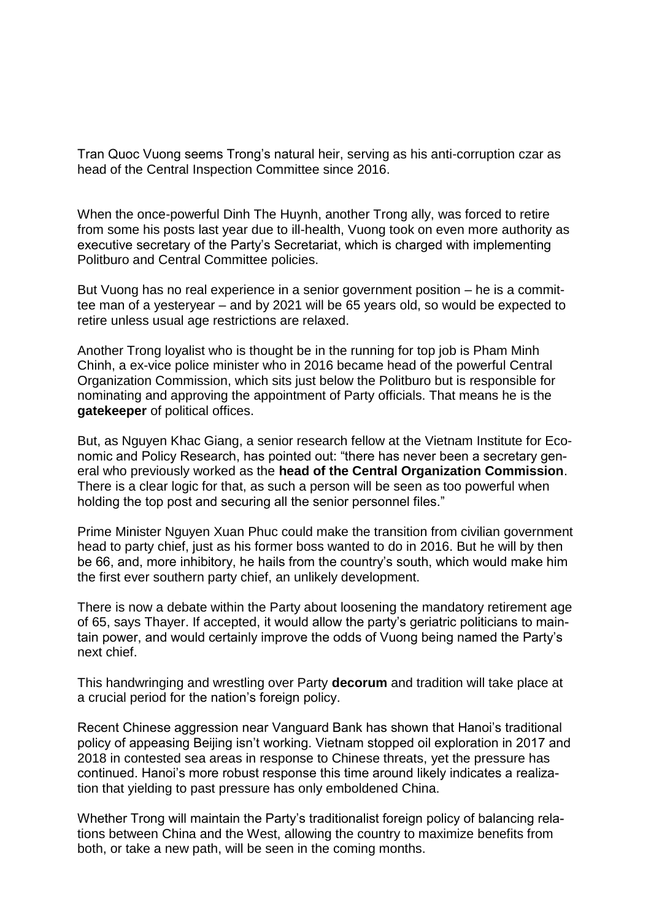Tran Quoc Vuong seems Trong's natural heir, serving as his anti-corruption czar as head of the Central Inspection Committee since 2016.

When the once-powerful Dinh The Huynh, another Trong ally, was forced to retire from some his posts last year due to ill-health, Vuong took on even more authority as executive secretary of the Party's Secretariat, which is charged with implementing Politburo and Central Committee policies.

But Vuong has no real experience in a senior government position – he is a committee man of a yesteryear – and by 2021 will be 65 years old, so would be expected to retire unless usual age restrictions are relaxed.

Another Trong loyalist who is thought be in the running for top job is Pham Minh Chinh, a ex-vice police minister who in 2016 became head of the powerful Central Organization Commission, which sits just below the Politburo but is responsible for nominating and approving the appointment of Party officials. That means he is the **gatekeeper** of political offices.

But, as Nguyen Khac Giang, a senior research fellow at the Vietnam Institute for Economic and Policy Research, has pointed out: "there has never been a secretary general who previously worked as the **head of the Central Organization Commission**. There is a clear logic for that, as such a person will be seen as too powerful when holding the top post and securing all the senior personnel files."

Prime Minister Nguyen Xuan Phuc could make the transition from civilian government head to party chief, just as his former boss wanted to do in 2016. But he will by then be 66, and, more inhibitory, he hails from the country's south, which would make him the first ever southern party chief, an unlikely development.

There is now a debate within the Party about loosening the mandatory retirement age of 65, says Thayer. If accepted, it would allow the party's geriatric politicians to maintain power, and would certainly improve the odds of Vuong being named the Party's next chief.

This handwringing and wrestling over Party **decorum** and tradition will take place at a crucial period for the nation's foreign policy.

Recent Chinese aggression near Vanguard Bank has shown that Hanoi's traditional policy of appeasing Beijing isn't working. Vietnam stopped oil exploration in 2017 and 2018 in contested sea areas in response to Chinese threats, yet the pressure has continued. Hanoi's more robust response this time around likely indicates a realization that yielding to past pressure has only emboldened China.

Whether Trong will maintain the Party's traditionalist foreign policy of balancing relations between China and the West, allowing the country to maximize benefits from both, or take a new path, will be seen in the coming months.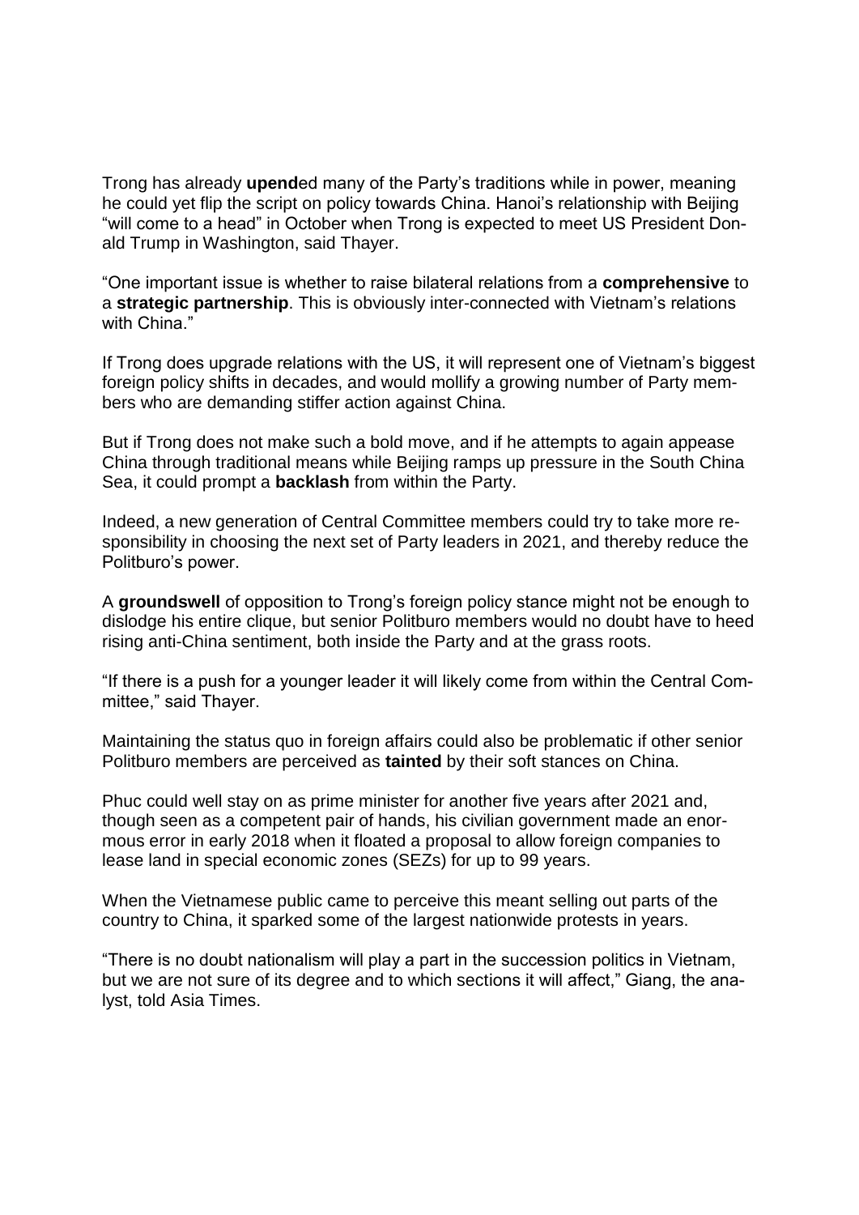Trong has already **upend**ed many of the Party's traditions while in power, meaning he could yet flip the script on policy towards China. Hanoi's relationship with Beijing "will come to a head" in October when Trong is expected to meet US President Donald Trump in Washington, said Thayer.

"One important issue is whether to raise bilateral relations from a **comprehensive** to a **strategic partnership**. This is obviously inter-connected with Vietnam's relations with China."

If Trong does upgrade relations with the US, it will represent one of Vietnam's biggest foreign policy shifts in decades, and would mollify a growing number of Party members who are demanding stiffer action against China.

But if Trong does not make such a bold move, and if he attempts to again appease China through traditional means while Beijing ramps up pressure in the South China Sea, it could prompt a **backlash** from within the Party.

Indeed, a new generation of Central Committee members could try to take more responsibility in choosing the next set of Party leaders in 2021, and thereby reduce the Politburo's power.

A **groundswell** of opposition to Trong's foreign policy stance might not be enough to dislodge his entire clique, but senior Politburo members would no doubt have to heed rising anti-China sentiment, both inside the Party and at the grass roots.

"If there is a push for a younger leader it will likely come from within the Central Committee," said Thayer.

Maintaining the status quo in foreign affairs could also be problematic if other senior Politburo members are perceived as **tainted** by their soft stances on China.

Phuc could well stay on as prime minister for another five years after 2021 and, though seen as a competent pair of hands, his civilian government made an enormous error in early 2018 when it floated a proposal to allow foreign companies to lease land in special economic zones (SEZs) for up to 99 years.

When the Vietnamese public came to perceive this meant selling out parts of the country to China, it sparked some of the largest nationwide protests in years.

"There is no doubt nationalism will play a part in the succession politics in Vietnam, but we are not sure of its degree and to which sections it will affect," Giang, the analyst, told Asia Times.